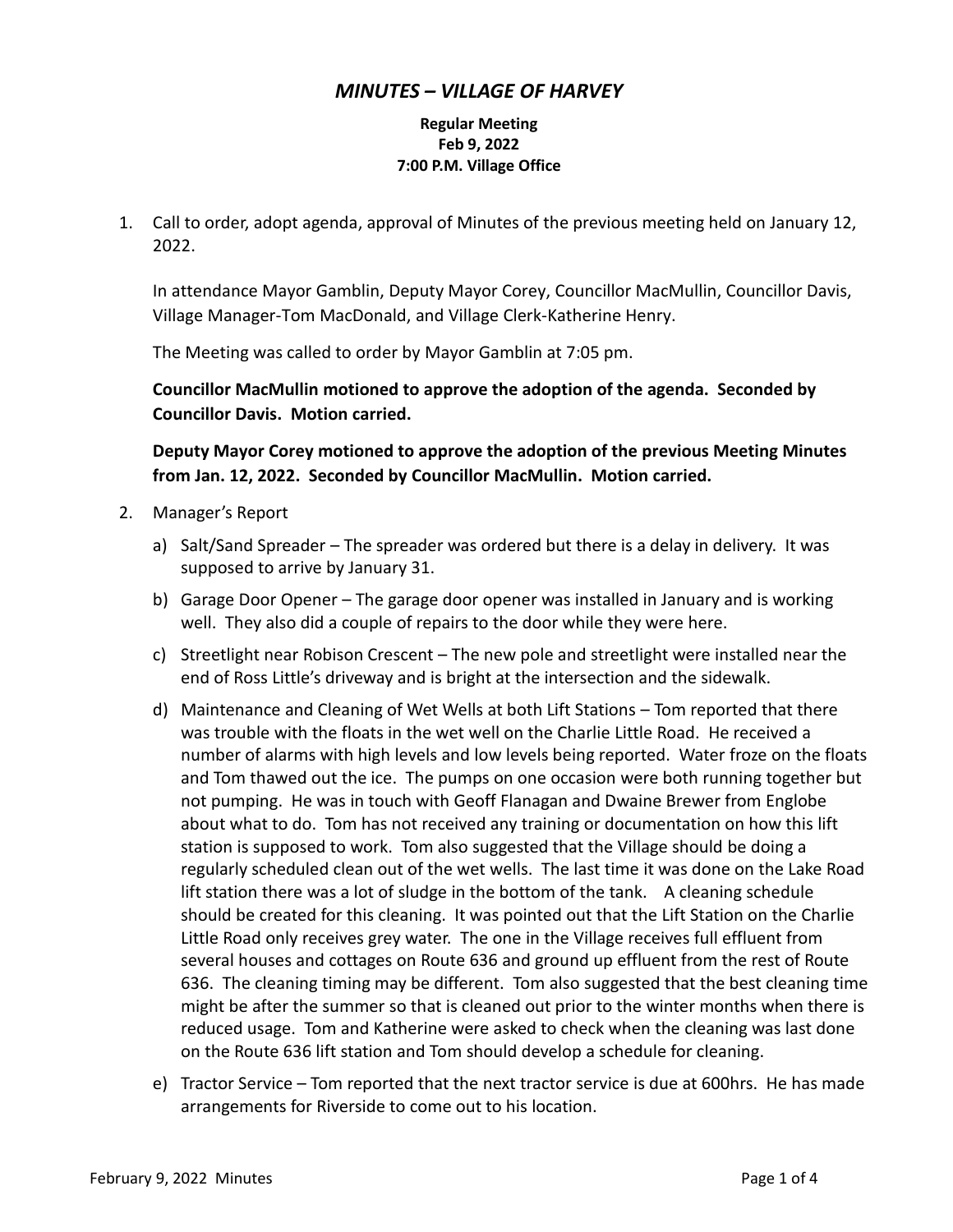# *MINUTES – VILLAGE OF HARVEY*

**Regular Meeting**
**Feb 9, 2022**
**7:00 P.M. Village Office**

1. Call to order, adopt agenda, approval of Minutes of the previous meeting held on January 12, 2022.

   In attendance Mayor Gamblin, Deputy Mayor Corey, Councillor MacMullin, Councillor Davis, Village Manager-Tom MacDonald, and Village Clerk-Katherine Henry.

   The Meeting was called to order by Mayor Gamblin at 7:05 pm.

   **Councillor MacMullin motioned to approve the adoption of the agenda. Seconded by Councillor Davis. Motion carried.**

   **Deputy Mayor Corey motioned to approve the adoption of the previous Meeting Minutes from Jan. 12, 2022. Seconded by Councillor MacMullin. Motion carried.**

2. Manager's Report

   a) Salt/Sand Spreader – The spreader was ordered but there is a delay in delivery. It was supposed to arrive by January 31.

   b) Garage Door Opener – The garage door opener was installed in January and is working well. They also did a couple of repairs to the door while they were here.

   c) Streetlight near Robison Crescent – The new pole and streetlight were installed near the end of Ross Little's driveway and is bright at the intersection and the sidewalk.

   d) Maintenance and Cleaning of Wet Wells at both Lift Stations – Tom reported that there was trouble with the floats in the wet well on the Charlie Little Road. He received a number of alarms with high levels and low levels being reported. Water froze on the floats and Tom thawed out the ice. The pumps on one occasion were both running together but not pumping. He was in touch with Geoff Flanagan and Dwaine Brewer from Englobe about what to do. Tom has not received any training or documentation on how this lift station is supposed to work. Tom also suggested that the Village should be doing a regularly scheduled clean out of the wet wells. The last time it was done on the Lake Road lift station there was a lot of sludge in the bottom of the tank. A cleaning schedule should be created for this cleaning. It was pointed out that the Lift Station on the Charlie Little Road only receives grey water. The one in the Village receives full effluent from several houses and cottages on Route 636 and ground up effluent from the rest of Route 636. The cleaning timing may be different. Tom also suggested that the best cleaning time might be after the summer so that is cleaned out prior to the winter months when there is reduced usage. Tom and Katherine were asked to check when the cleaning was last done on the Route 636 lift station and Tom should develop a schedule for cleaning.

   e) Tractor Service – Tom reported that the next tractor service is due at 600hrs. He has made arrangements for Riverside to come out to his location.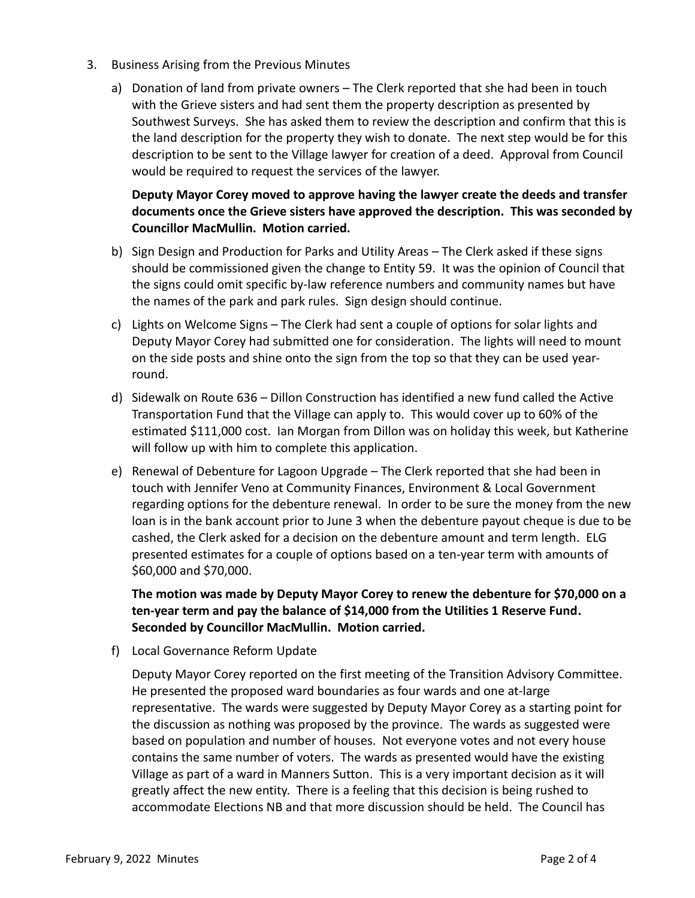3. Business Arising from the Previous Minutes

   a) Donation of land from private owners – The Clerk reported that she had been in touch with the Grieve sisters and had sent them the property description as presented by Southwest Surveys. She has asked them to review the description and confirm that this is the land description for the property they wish to donate. The next step would be for this description to be sent to the Village lawyer for creation of a deed. Approval from Council would be required to request the services of the lawyer.

      **Deputy Mayor Corey moved to approve having the lawyer create the deeds and transfer documents once the Grieve sisters have approved the description. This was seconded by Councillor MacMullin. Motion carried.**

   b) Sign Design and Production for Parks and Utility Areas – The Clerk asked if these signs should be commissioned given the change to Entity 59. It was the opinion of Council that the signs could omit specific by-law reference numbers and community names but have the names of the park and park rules. Sign design should continue.

   c) Lights on Welcome Signs – The Clerk had sent a couple of options for solar lights and Deputy Mayor Corey had submitted one for consideration. The lights will need to mount on the side posts and shine onto the sign from the top so that they can be used year-round.

   d) Sidewalk on Route 636 – Dillon Construction has identified a new fund called the Active Transportation Fund that the Village can apply to. This would cover up to 60% of the estimated $111,000 cost. Ian Morgan from Dillon was on holiday this week, but Katherine will follow up with him to complete this application.

   e) Renewal of Debenture for Lagoon Upgrade – The Clerk reported that she had been in touch with Jennifer Veno at Community Finances, Environment & Local Government regarding options for the debenture renewal. In order to be sure the money from the new loan is in the bank account prior to June 3 when the debenture payout cheque is due to be cashed, the Clerk asked for a decision on the debenture amount and term length. ELG presented estimates for a couple of options based on a ten-year term with amounts of $60,000 and $70,000.

      **The motion was made by Deputy Mayor Corey to renew the debenture for $70,000 on a ten-year term and pay the balance of $14,000 from the Utilities 1 Reserve Fund. Seconded by Councillor MacMullin. Motion carried.**

   f) Local Governance Reform Update

      Deputy Mayor Corey reported on the first meeting of the Transition Advisory Committee. He presented the proposed ward boundaries as four wards and one at-large representative. The wards were suggested by Deputy Mayor Corey as a starting point for the discussion as nothing was proposed by the province. The wards as suggested were based on population and number of houses. Not everyone votes and not every house contains the same number of voters. The wards as presented would have the existing Village as part of a ward in Manners Sutton. This is a very important decision as it will greatly affect the new entity. There is a feeling that this decision is being rushed to accommodate Elections NB and that more discussion should be held. The Council has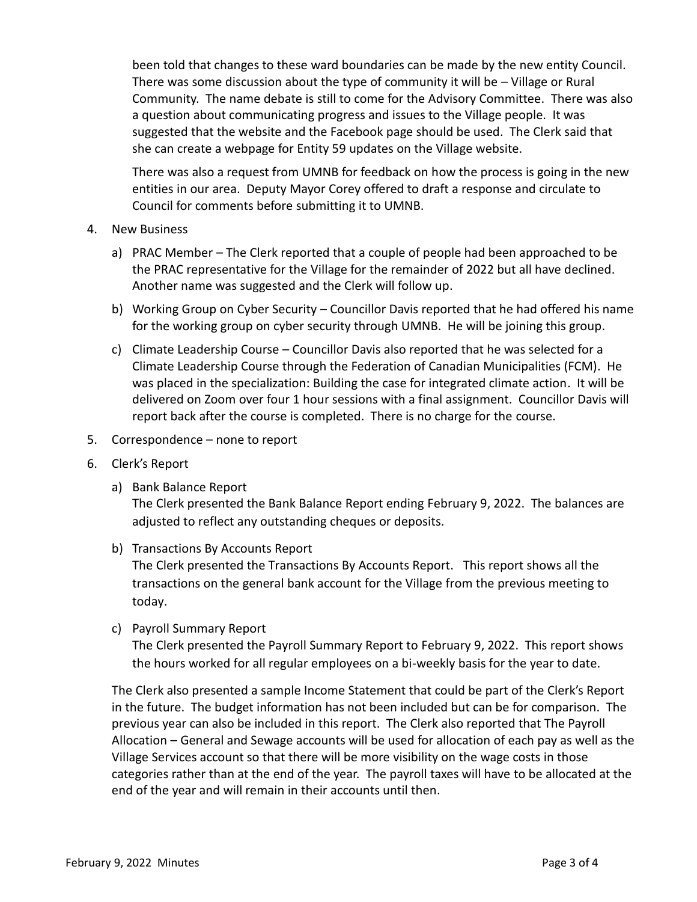been told that changes to these ward boundaries can be made by the new entity Council. There was some discussion about the type of community it will be – Village or Rural Community. The name debate is still to come for the Advisory Committee. There was also a question about communicating progress and issues to the Village people. It was suggested that the website and the Facebook page should be used. The Clerk said that she can create a webpage for Entity 59 updates on the Village website.

There was also a request from UMNB for feedback on how the process is going in the new entities in our area. Deputy Mayor Corey offered to draft a response and circulate to Council for comments before submitting it to UMNB.

4. New Business

   a) PRAC Member – The Clerk reported that a couple of people had been approached to be the PRAC representative for the Village for the remainder of 2022 but all have declined. Another name was suggested and the Clerk will follow up.

   b) Working Group on Cyber Security – Councillor Davis reported that he had offered his name for the working group on cyber security through UMNB. He will be joining this group.

   c) Climate Leadership Course – Councillor Davis also reported that he was selected for a Climate Leadership Course through the Federation of Canadian Municipalities (FCM). He was placed in the specialization: Building the case for integrated climate action. It will be delivered on Zoom over four 1 hour sessions with a final assignment. Councillor Davis will report back after the course is completed. There is no charge for the course.

5. Correspondence – none to report

6. Clerk's Report

   a) Bank Balance Report
   The Clerk presented the Bank Balance Report ending February 9, 2022. The balances are adjusted to reflect any outstanding cheques or deposits.

   b) Transactions By Accounts Report
   The Clerk presented the Transactions By Accounts Report. This report shows all the transactions on the general bank account for the Village from the previous meeting to today.

   c) Payroll Summary Report
   The Clerk presented the Payroll Summary Report to February 9, 2022. This report shows the hours worked for all regular employees on a bi-weekly basis for the year to date.

The Clerk also presented a sample Income Statement that could be part of the Clerk's Report in the future. The budget information has not been included but can be for comparison. The previous year can also be included in this report. The Clerk also reported that The Payroll Allocation – General and Sewage accounts will be used for allocation of each pay as well as the Village Services account so that there will be more visibility on the wage costs in those categories rather than at the end of the year. The payroll taxes will have to be allocated at the end of the year and will remain in their accounts until then.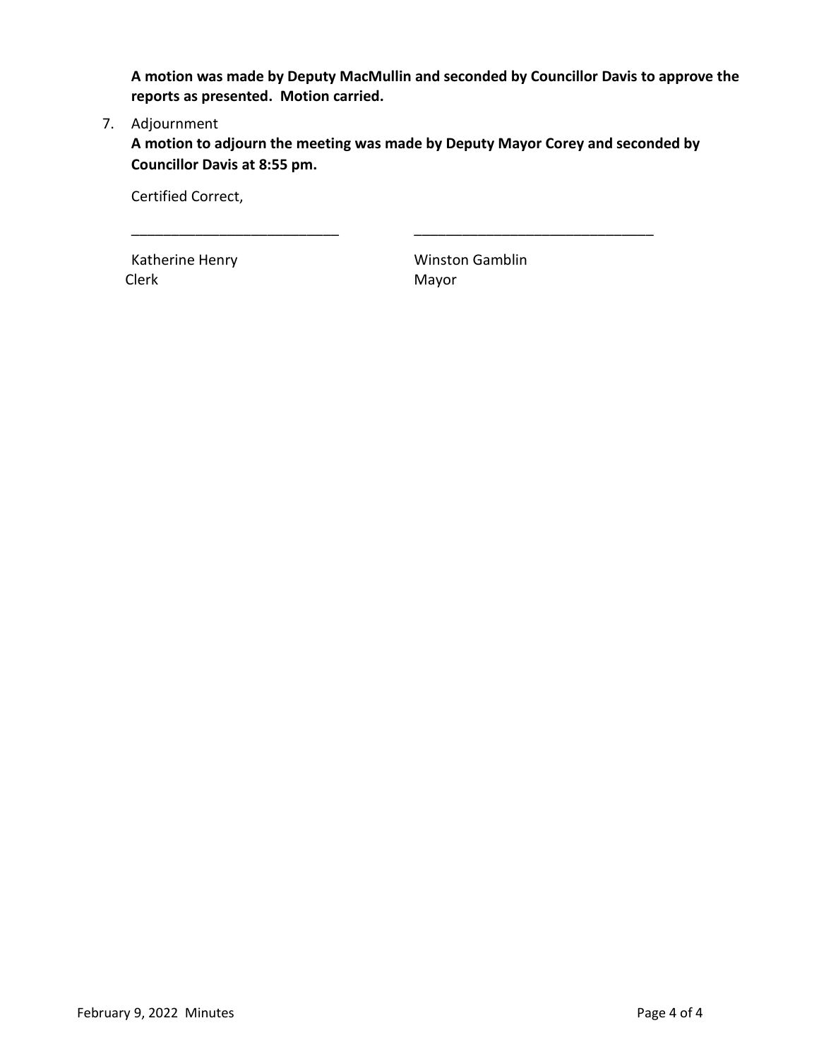**A motion was made by Deputy MacMullin and seconded by Councillor Davis to approve the reports as presented. Motion carried.**

7. Adjournment

   **A motion to adjourn the meeting was made by Deputy Mayor Corey and seconded by Councillor Davis at 8:55 pm.**

   Certified Correct,

   ___________________________ ______________________________

   Katherine Henry — Clerk

   Winston Gamblin — Mayor